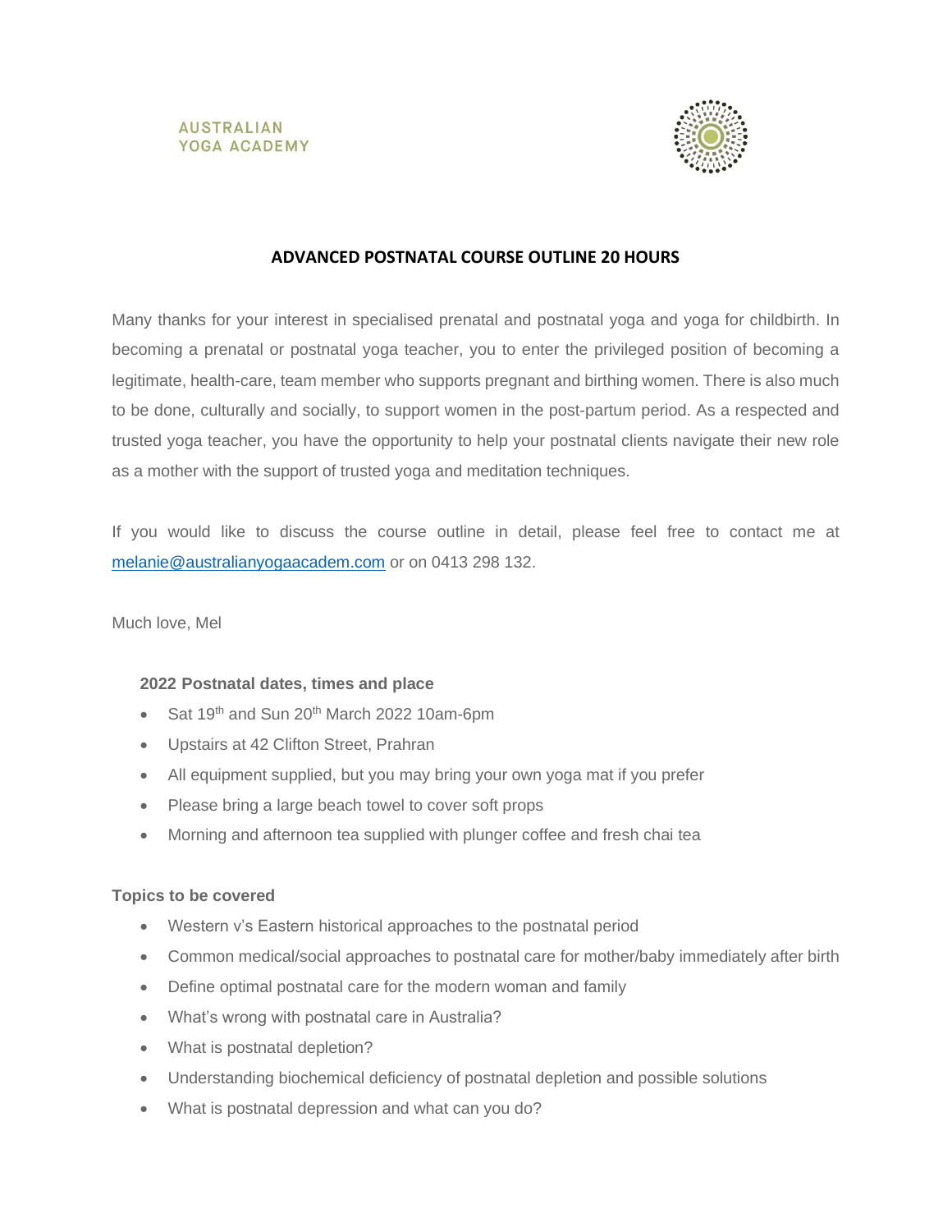AUSTRALIAN
YOGA ACADEMY

## ADVANCED POSTNATAL COURSE OUTLINE 20 HOURS

Many thanks for your interest in specialised prenatal and postnatal yoga and yoga for childbirth. In becoming a prenatal or postnatal yoga teacher, you to enter the privileged position of becoming a legitimate, health-care, team member who supports pregnant and birthing women. There is also much to be done, culturally and socially, to support women in the post-partum period. As a respected and trusted yoga teacher, you have the opportunity to help your postnatal clients navigate their new role as a mother with the support of trusted yoga and meditation techniques.

If you would like to discuss the course outline in detail, please feel free to contact me at [melanie@australianyogaacadem.com](mailto:melanie@australianyogaacadem.com) or on 0413 298 132.

Much love, Mel

**2022 Postnatal dates, times and place**

- Sat 19th and Sun 20th March 2022 10am-6pm
- Upstairs at 42 Clifton Street, Prahran
- All equipment supplied, but you may bring your own yoga mat if you prefer
- Please bring a large beach towel to cover soft props
- Morning and afternoon tea supplied with plunger coffee and fresh chai tea

**Topics to be covered**

- Western v's Eastern historical approaches to the postnatal period
- Common medical/social approaches to postnatal care for mother/baby immediately after birth
- Define optimal postnatal care for the modern woman and family
- What's wrong with postnatal care in Australia?
- What is postnatal depletion?
- Understanding biochemical deficiency of postnatal depletion and possible solutions
- What is postnatal depression and what can you do?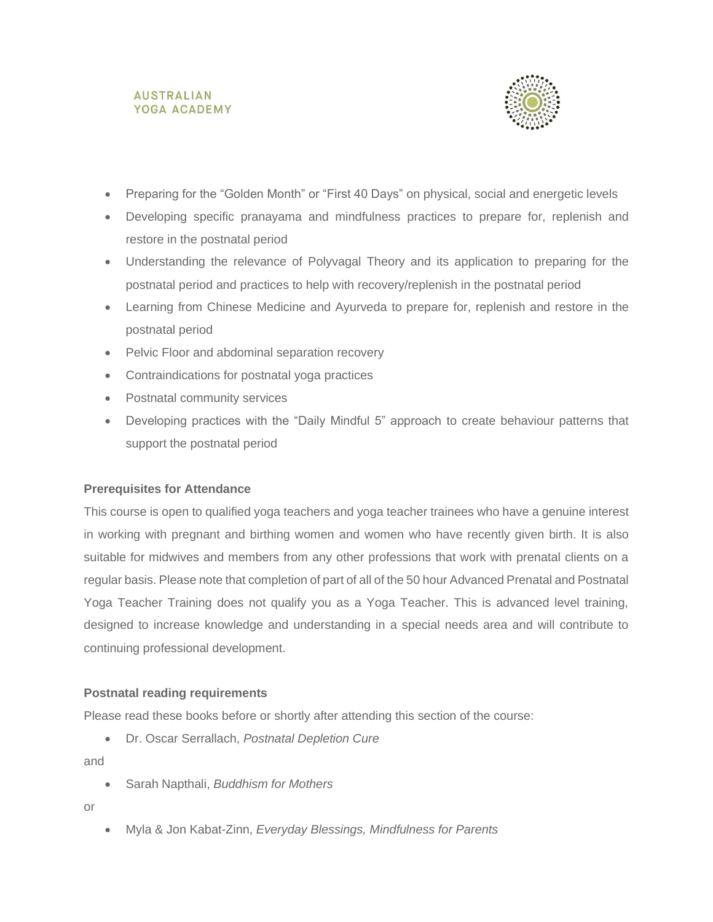- Preparing for the "Golden Month" or "First 40 Days" on physical, social and energetic levels
- Developing specific pranayama and mindfulness practices to prepare for, replenish and restore in the postnatal period
- Understanding the relevance of Polyvagal Theory and its application to preparing for the postnatal period and practices to help with recovery/replenish in the postnatal period
- Learning from Chinese Medicine and Ayurveda to prepare for, replenish and restore in the postnatal period
- Pelvic Floor and abdominal separation recovery
- Contraindications for postnatal yoga practices
- Postnatal community services
- Developing practices with the "Daily Mindful 5" approach to create behaviour patterns that support the postnatal period

**Prerequisites for Attendance**

This course is open to qualified yoga teachers and yoga teacher trainees who have a genuine interest in working with pregnant and birthing women and women who have recently given birth. It is also suitable for midwives and members from any other professions that work with prenatal clients on a regular basis. Please note that completion of part of all of the 50 hour Advanced Prenatal and Postnatal Yoga Teacher Training does not qualify you as a Yoga Teacher. This is advanced level training, designed to increase knowledge and understanding in a special needs area and will contribute to continuing professional development.

**Postnatal reading requirements**

Please read these books before or shortly after attending this section of the course:

- Dr. Oscar Serrallach, *Postnatal Depletion Cure*

and

- Sarah Napthali, *Buddhism for Mothers*

or

- Myla & Jon Kabat-Zinn, *Everyday Blessings, Mindfulness for Parents*